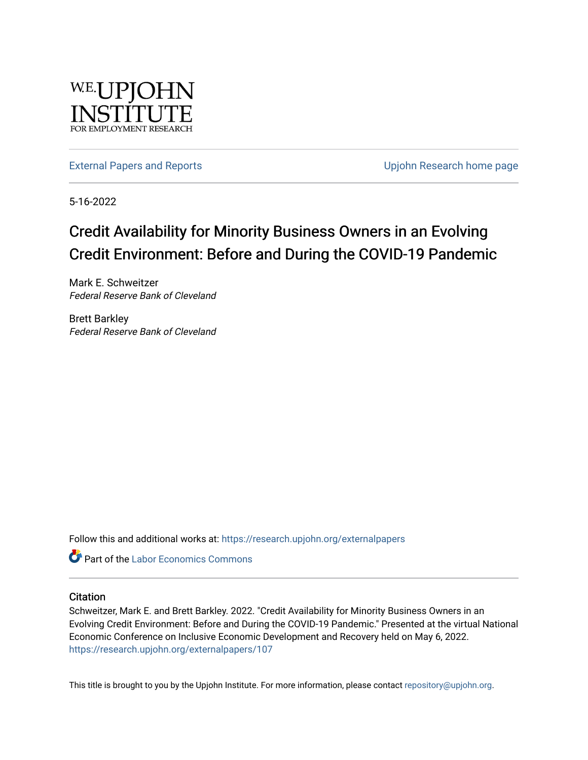W.E. UPJOHN INSTITUTE FOR EMPLOYMENT RESEARCH

External Papers and Reports | Upjohn Research home page

5-16-2022

# Credit Availability for Minority Business Owners in an Evolving Credit Environment: Before and During the COVID-19 Pandemic

Mark E. Schweitzer
*Federal Reserve Bank of Cleveland*

Brett Barkley
*Federal Reserve Bank of Cleveland*

Follow this and additional works at: https://research.upjohn.org/externalpapers

Part of the Labor Economics Commons

## Citation

Schweitzer, Mark E. and Brett Barkley. 2022. "Credit Availability for Minority Business Owners in an Evolving Credit Environment: Before and During the COVID-19 Pandemic." Presented at the virtual National Economic Conference on Inclusive Economic Development and Recovery held on May 6, 2022.
https://research.upjohn.org/externalpapers/107

This title is brought to you by the Upjohn Institute. For more information, please contact repository@upjohn.org.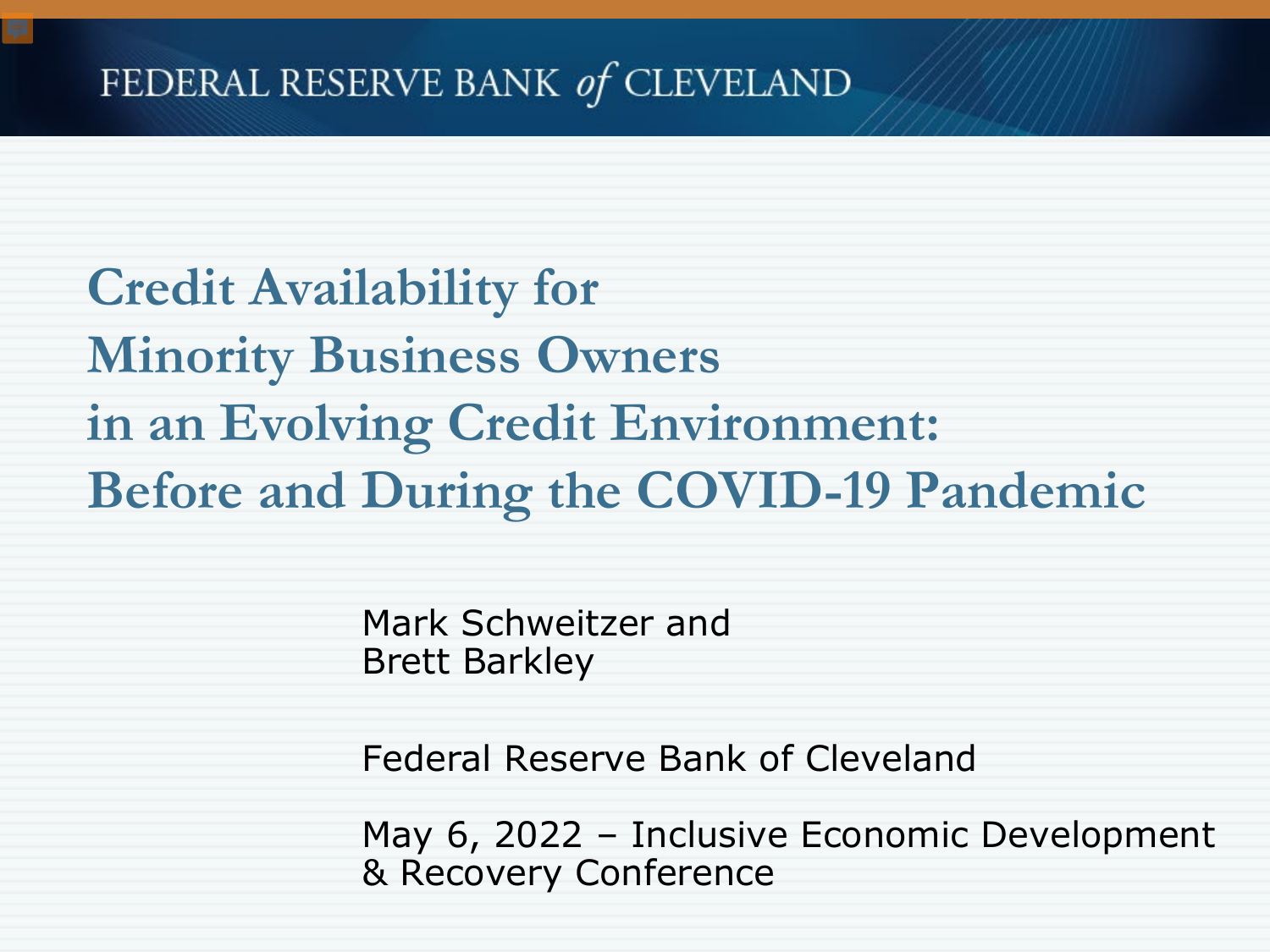FEDERAL RESERVE BANK *of* CLEVELAND

# Credit Availability for Minority Business Owners in an Evolving Credit Environment: Before and During the COVID-19 Pandemic

Mark Schweitzer and
Brett Barkley

Federal Reserve Bank of Cleveland

May 6, 2022 – Inclusive Economic Development & Recovery Conference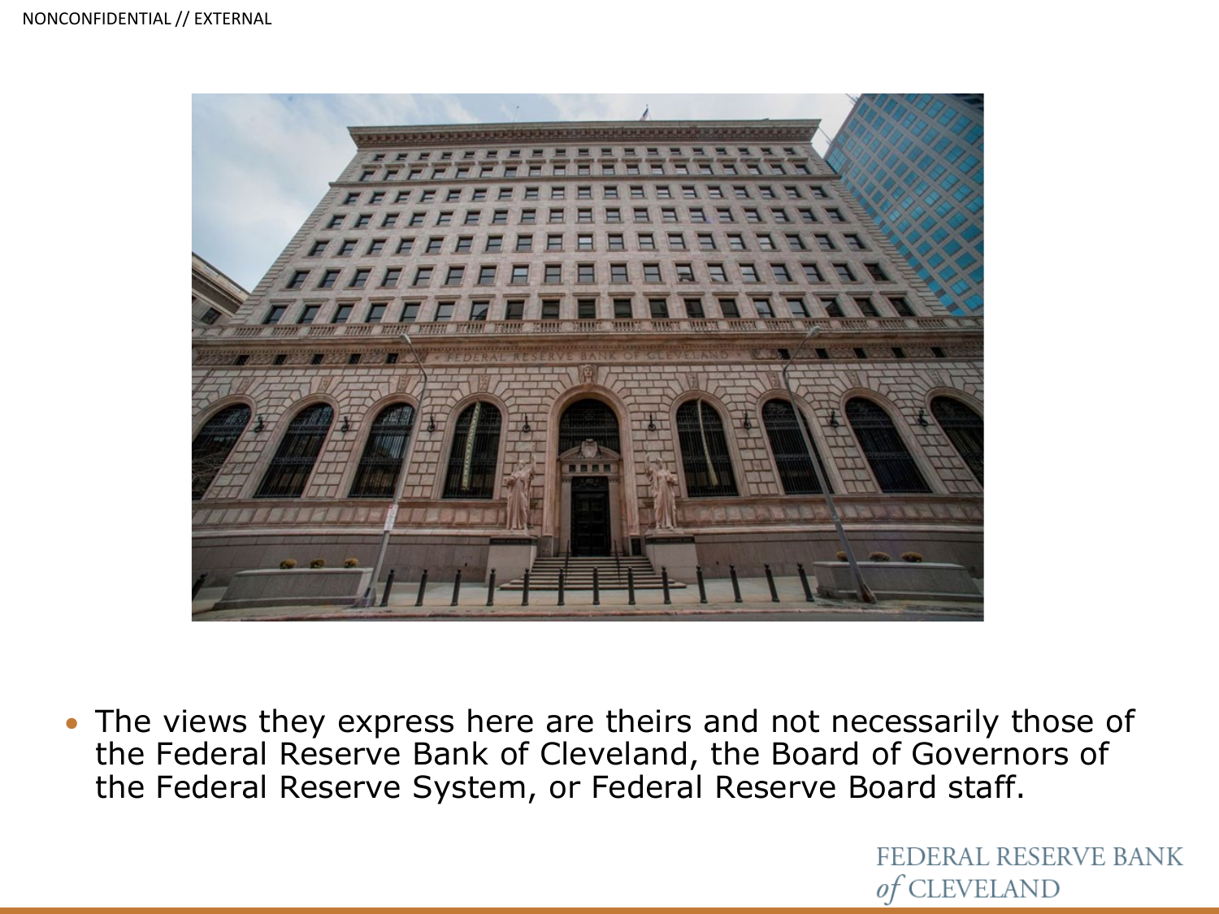- The views they express here are theirs and not necessarily those of the Federal Reserve Bank of Cleveland, the Board of Governors of the Federal Reserve System, or Federal Reserve Board staff.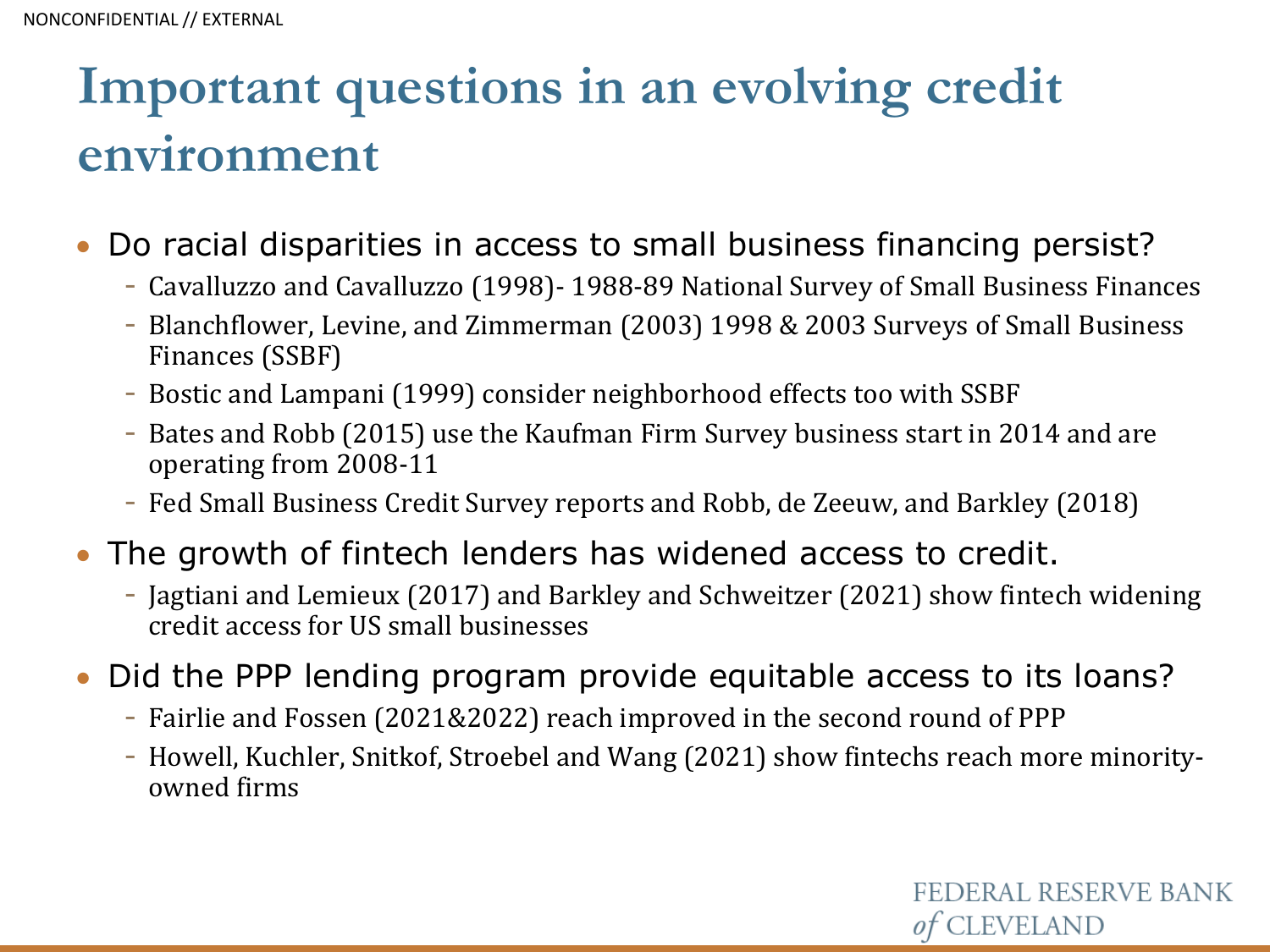# Important questions in an evolving credit environment

- Do racial disparities in access to small business financing persist?
  - Cavalluzzo and Cavalluzzo (1998)- 1988-89 National Survey of Small Business Finances
  - Blanchflower, Levine, and Zimmerman (2003) 1998 & 2003 Surveys of Small Business Finances (SSBF)
  - Bostic and Lampani (1999) consider neighborhood effects too with SSBF
  - Bates and Robb (2015) use the Kaufman Firm Survey business start in 2014 and are operating from 2008-11
  - Fed Small Business Credit Survey reports and Robb, de Zeeuw, and Barkley (2018)
- The growth of fintech lenders has widened access to credit.
  - Jagtiani and Lemieux (2017) and Barkley and Schweitzer (2021) show fintech widening credit access for US small businesses
- Did the PPP lending program provide equitable access to its loans?
  - Fairlie and Fossen (2021&2022) reach improved in the second round of PPP
  - Howell, Kuchler, Snitkof, Stroebel and Wang (2021) show fintechs reach more minority-owned firms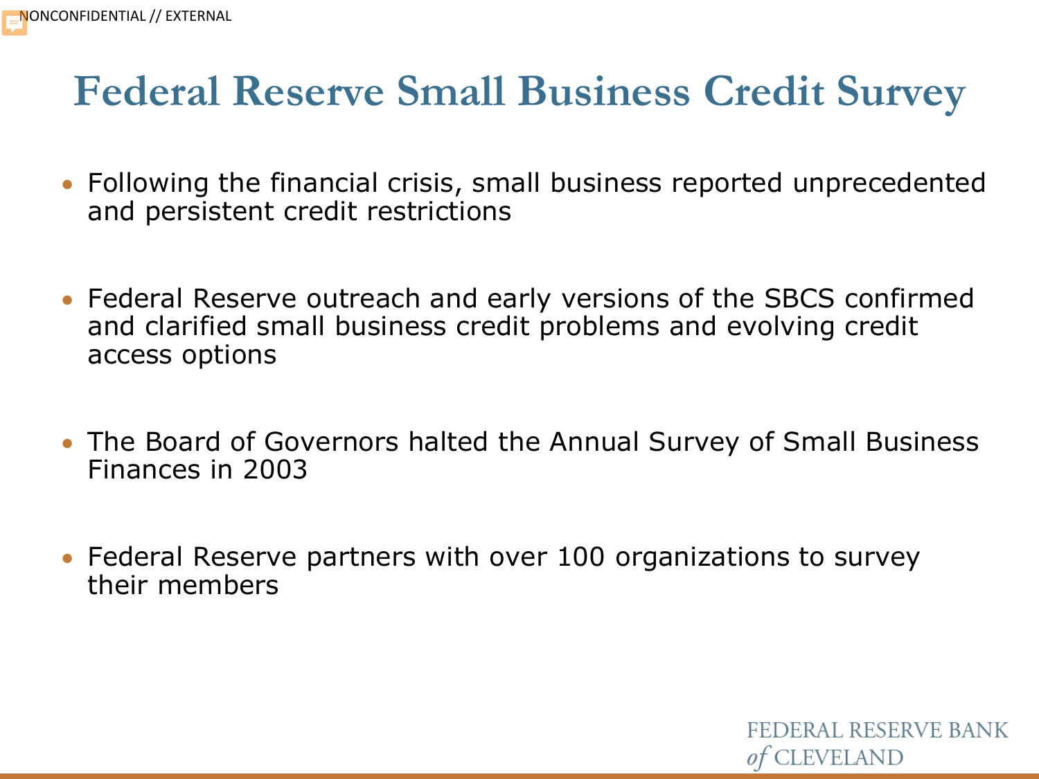# Federal Reserve Small Business Credit Survey

- Following the financial crisis, small business reported unprecedented and persistent credit restrictions
- Federal Reserve outreach and early versions of the SBCS confirmed and clarified small business credit problems and evolving credit access options
- The Board of Governors halted the Annual Survey of Small Business Finances in 2003
- Federal Reserve partners with over 100 organizations to survey their members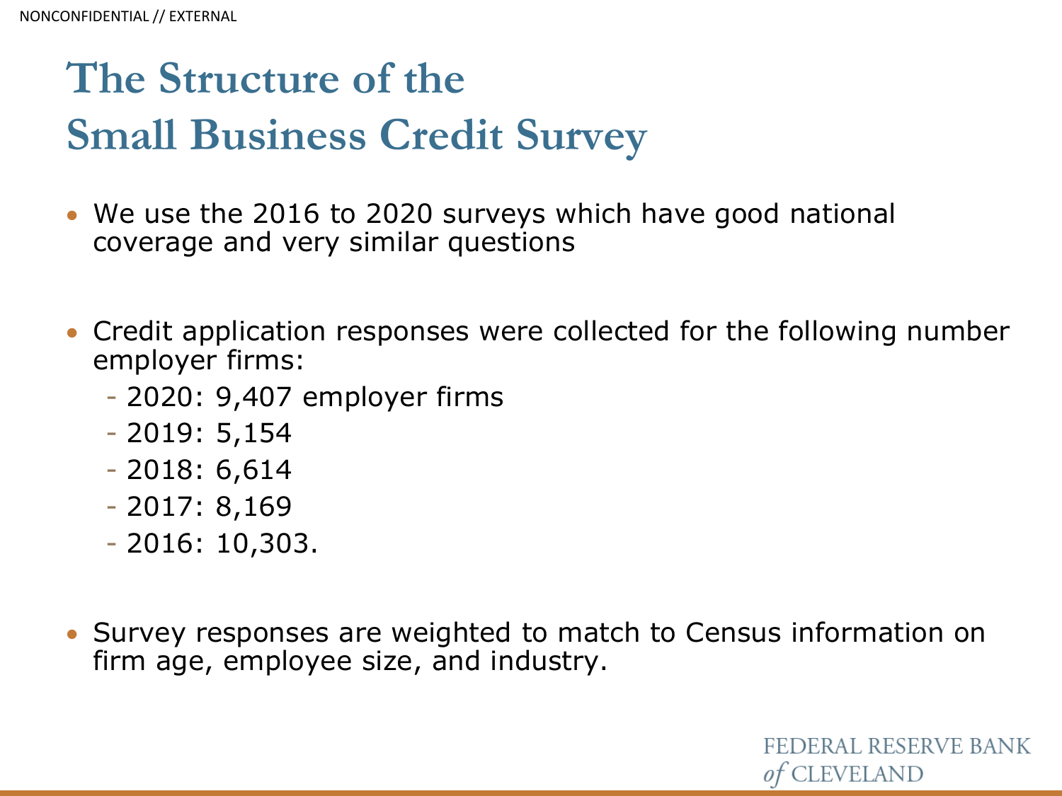# The Structure of the Small Business Credit Survey

- We use the 2016 to 2020 surveys which have good national coverage and very similar questions

- Credit application responses were collected for the following number employer firms:
  - 2020: 9,407 employer firms
  - 2019: 5,154
  - 2018: 6,614
  - 2017: 8,169
  - 2016: 10,303.

- Survey responses are weighted to match to Census information on firm age, employee size, and industry.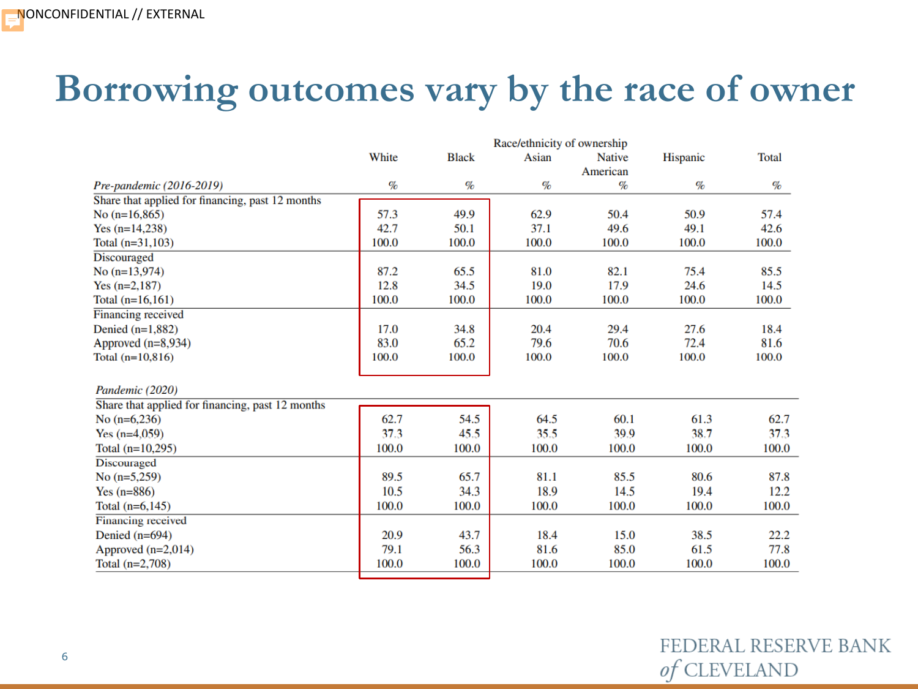NONCONFIDENTIAL // EXTERNAL

# Borrowing outcomes vary by the race of owner

| | Race/ethnicity of ownership | | | | | |
|---|---|---|---|---|---|---|
| | White | Black | Asian | Native American | Hispanic | Total |
| *Pre-pandemic (2016-2019)* | % | % | % | % | % | % |
| Share that applied for financing, past 12 months | | | | | | |
| No (n=16,865) | 57.3 | 49.9 | 62.9 | 50.4 | 50.9 | 57.4 |
| Yes (n=14,238) | 42.7 | 50.1 | 37.1 | 49.6 | 49.1 | 42.6 |
| Total (n=31,103) | 100.0 | 100.0 | 100.0 | 100.0 | 100.0 | 100.0 |
| Discouraged | | | | | | |
| No (n=13,974) | 87.2 | 65.5 | 81.0 | 82.1 | 75.4 | 85.5 |
| Yes (n=2,187) | 12.8 | 34.5 | 19.0 | 17.9 | 24.6 | 14.5 |
| Total (n=16,161) | 100.0 | 100.0 | 100.0 | 100.0 | 100.0 | 100.0 |
| Financing received | | | | | | |
| Denied (n=1,882) | 17.0 | 34.8 | 20.4 | 29.4 | 27.6 | 18.4 |
| Approved (n=8,934) | 83.0 | 65.2 | 79.6 | 70.6 | 72.4 | 81.6 |
| Total (n=10,816) | 100.0 | 100.0 | 100.0 | 100.0 | 100.0 | 100.0 |
| *Pandemic (2020)* | | | | | | |
| Share that applied for financing, past 12 months | | | | | | |
| No (n=6,236) | 62.7 | 54.5 | 64.5 | 60.1 | 61.3 | 62.7 |
| Yes (n=4,059) | 37.3 | 45.5 | 35.5 | 39.9 | 38.7 | 37.3 |
| Total (n=10,295) | 100.0 | 100.0 | 100.0 | 100.0 | 100.0 | 100.0 |
| Discouraged | | | | | | |
| No (n=5,259) | 89.5 | 65.7 | 81.1 | 85.5 | 80.6 | 87.8 |
| Yes (n=886) | 10.5 | 34.3 | 18.9 | 14.5 | 19.4 | 12.2 |
| Total (n=6,145) | 100.0 | 100.0 | 100.0 | 100.0 | 100.0 | 100.0 |
| Financing received | | | | | | |
| Denied (n=694) | 20.9 | 43.7 | 18.4 | 15.0 | 38.5 | 22.2 |
| Approved (n=2,014) | 79.1 | 56.3 | 81.6 | 85.0 | 61.5 | 77.8 |
| Total (n=2,708) | 100.0 | 100.0 | 100.0 | 100.0 | 100.0 | 100.0 |

FEDERAL RESERVE BANK *of* CLEVELAND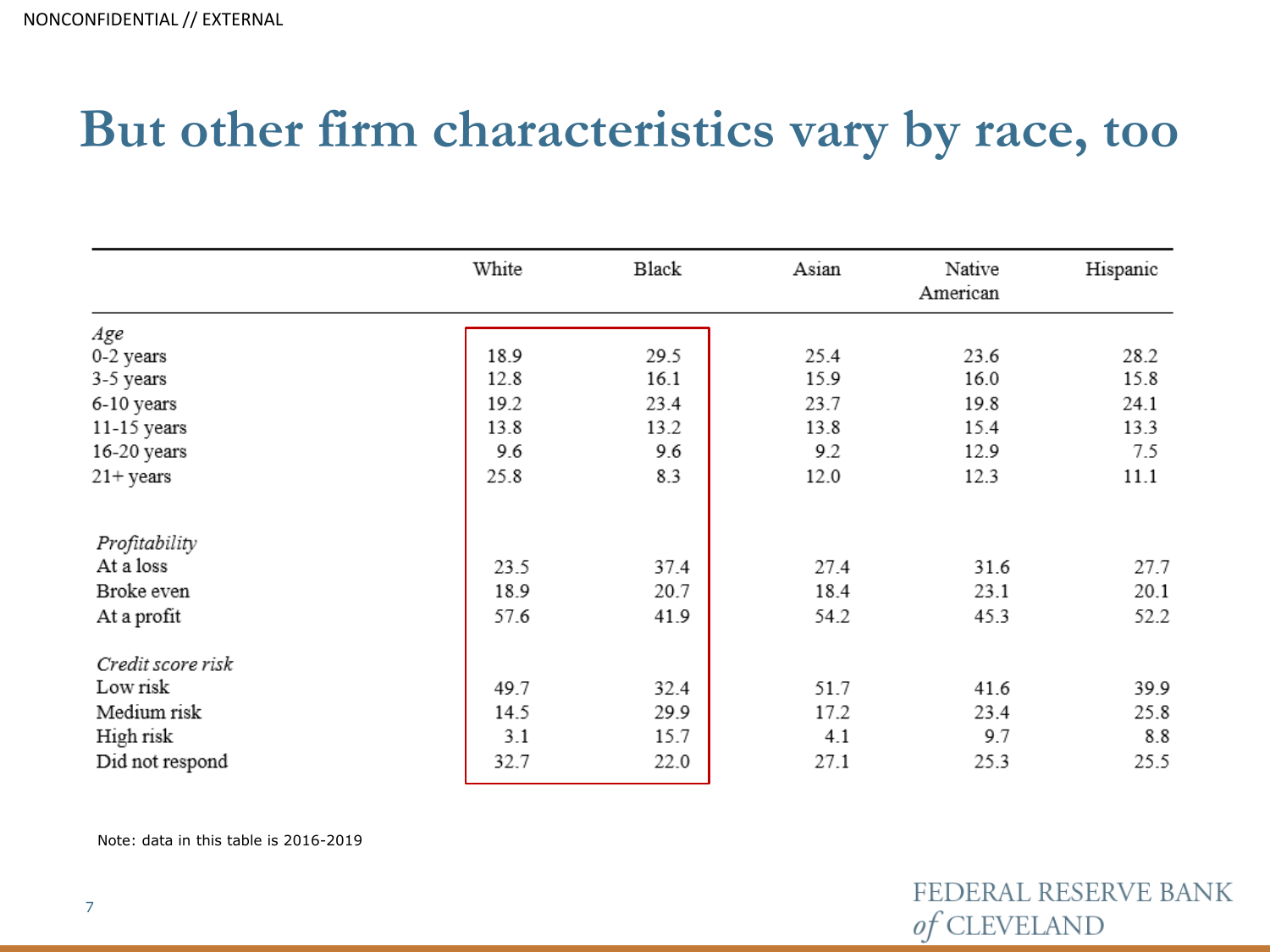# But other firm characteristics vary by race, too

| | White | Black | Asian | Native American | Hispanic |
|---|---|---|---|---|---|
| *Age* | | | | | |
| 0-2 years | 18.9 | 29.5 | 25.4 | 23.6 | 28.2 |
| 3-5 years | 12.8 | 16.1 | 15.9 | 16.0 | 15.8 |
| 6-10 years | 19.2 | 23.4 | 23.7 | 19.8 | 24.1 |
| 11-15 years | 13.8 | 13.2 | 13.8 | 15.4 | 13.3 |
| 16-20 years | 9.6 | 9.6 | 9.2 | 12.9 | 7.5 |
| 21+ years | 25.8 | 8.3 | 12.0 | 12.3 | 11.1 |
| *Profitability* | | | | | |
| At a loss | 23.5 | 37.4 | 27.4 | 31.6 | 27.7 |
| Broke even | 18.9 | 20.7 | 18.4 | 23.1 | 20.1 |
| At a profit | 57.6 | 41.9 | 54.2 | 45.3 | 52.2 |
| *Credit score risk* | | | | | |
| Low risk | 49.7 | 32.4 | 51.7 | 41.6 | 39.9 |
| Medium risk | 14.5 | 29.9 | 17.2 | 23.4 | 25.8 |
| High risk | 3.1 | 15.7 | 4.1 | 9.7 | 8.8 |
| Did not respond | 32.7 | 22.0 | 27.1 | 25.3 | 25.5 |

Note: data in this table is 2016-2019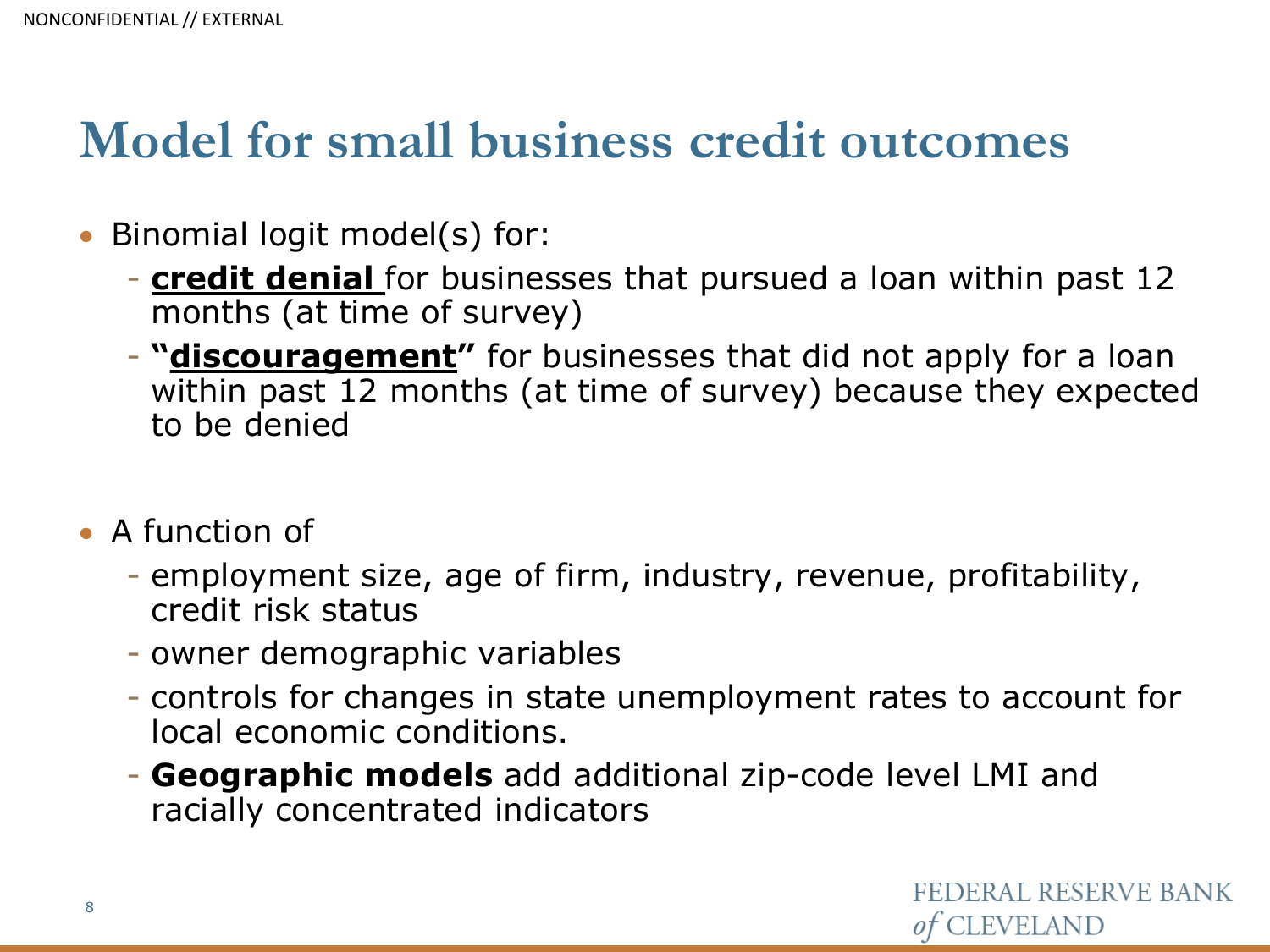# Model for small business credit outcomes

- Binomial logit model(s) for:
  - **<u>credit denial</u>** for businesses that pursued a loan within past 12 months (at time of survey)
  - **"<u>discouragement</u>"** for businesses that did not apply for a loan within past 12 months (at time of survey) because they expected to be denied

- A function of
  - employment size, age of firm, industry, revenue, profitability, credit risk status
  - owner demographic variables
  - controls for changes in state unemployment rates to account for local economic conditions.
  - **Geographic models** add additional zip-code level LMI and racially concentrated indicators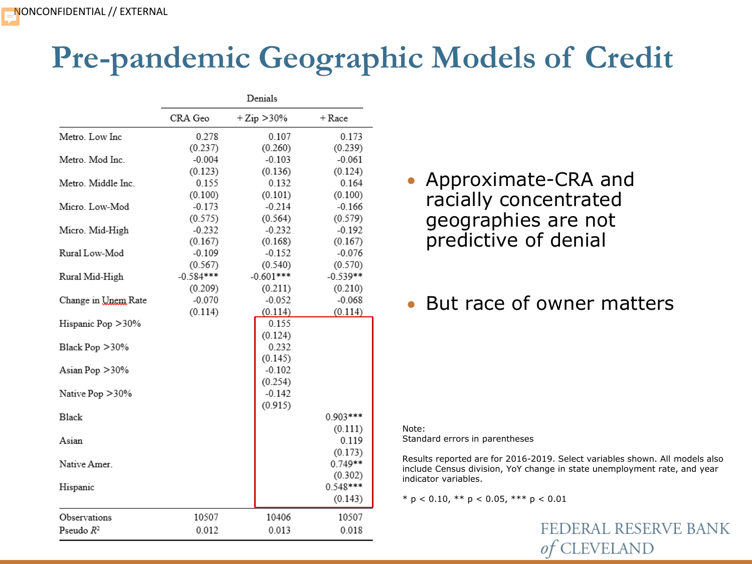NONCONFIDENTIAL // EXTERNAL

# Pre-pandemic Geographic Models of Credit

| | Denials | | |
|---|---|---|---|
| | CRA Geo | + Zip >30% | + Race |
| Metro. Low Inc | 0.278 | 0.107 | 0.173 |
| | (0.237) | (0.260) | (0.239) |
| Metro. Mod Inc. | -0.004 | -0.103 | -0.061 |
| | (0.123) | (0.136) | (0.124) |
| Metro. Middle Inc. | 0.155 | 0.132 | 0.164 |
| | (0.100) | (0.101) | (0.100) |
| Micro. Low-Mod | -0.173 | -0.214 | -0.166 |
| | (0.575) | (0.564) | (0.579) |
| Micro. Mid-High | -0.232 | -0.232 | -0.192 |
| | (0.167) | (0.168) | (0.167) |
| Rural Low-Mod | -0.109 | -0.152 | -0.076 |
| | (0.567) | (0.540) | (0.570) |
| Rural Mid-High | -0.584*** | -0.601*** | -0.539** |
| | (0.209) | (0.211) | (0.210) |
| Change in Unem Rate | -0.070 | -0.052 | -0.068 |
| | (0.114) | (0.114) | (0.114) |
| Hispanic Pop >30% | | 0.155 | |
| | | (0.124) | |
| Black Pop >30% | | 0.232 | |
| | | (0.145) | |
| Asian Pop >30% | | -0.102 | |
| | | (0.254) | |
| Native Pop >30% | | -0.142 | |
| | | (0.915) | |
| Black | | | 0.903*** |
| | | | (0.111) |
| Asian | | | 0.119 |
| | | | (0.173) |
| Native Amer. | | | 0.749** |
| | | | (0.302) |
| Hispanic | | | 0.548*** |
| | | | (0.143) |
| Observations | 10507 | 10406 | 10507 |
| Pseudo $R^2$ | 0.012 | 0.013 | 0.018 |

- Approximate-CRA and racially concentrated geographies are not predictive of denial
- But race of owner matters

Note:
Standard errors in parentheses

Results reported are for 2016-2019. Select variables shown. All models also include Census division, YoY change in state unemployment rate, and year indicator variables.

* $p < 0.10$, ** $p < 0.05$, *** $p < 0.01$

FEDERAL RESERVE BANK *of* CLEVELAND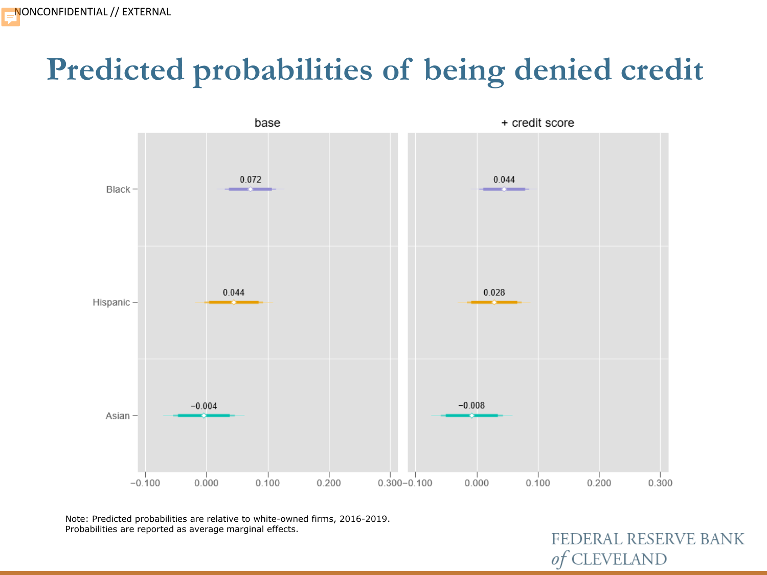# Predicted probabilities of being denied credit

| | base | + credit score |
|---|---|---|
| Black | 0.072 | 0.044 |
| Hispanic | 0.044 | 0.028 |
| Asian | −0.004 | −0.008 |

Note: Predicted probabilities are relative to white-owned firms, 2016-2019.
Probabilities are reported as average marginal effects.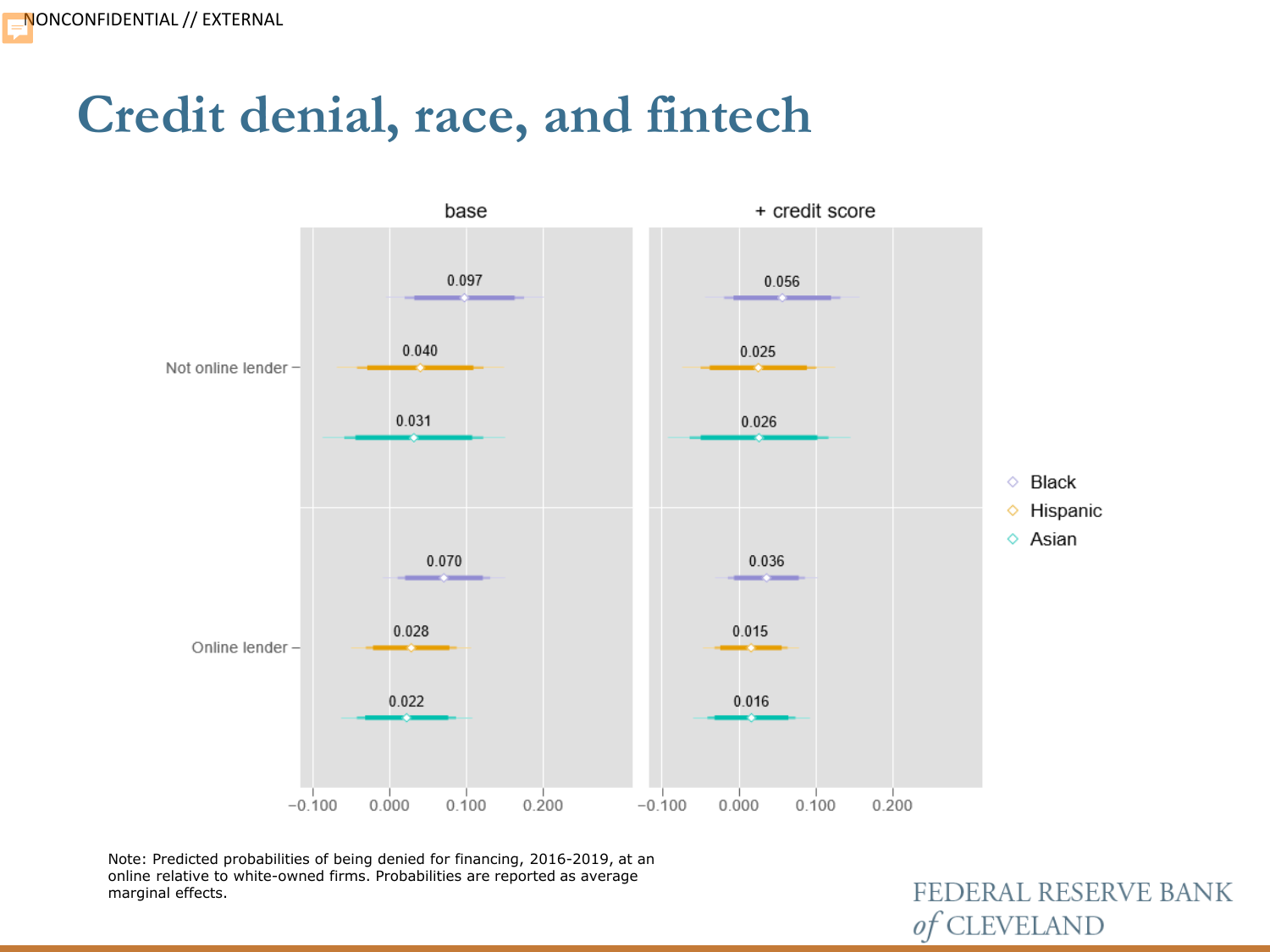# Credit denial, race, and fintech

| | base | + credit score |
|---|---|---|
| **Not online lender** | | |
| Black | 0.097 | 0.056 |
| Hispanic | 0.040 | 0.025 |
| Asian | 0.031 | 0.026 |
| **Online lender** | | |
| Black | 0.070 | 0.036 |
| Hispanic | 0.028 | 0.015 |
| Asian | 0.022 | 0.016 |

Note: Predicted probabilities of being denied for financing, 2016-2019, at an online relative to white-owned firms. Probabilities are reported as average marginal effects.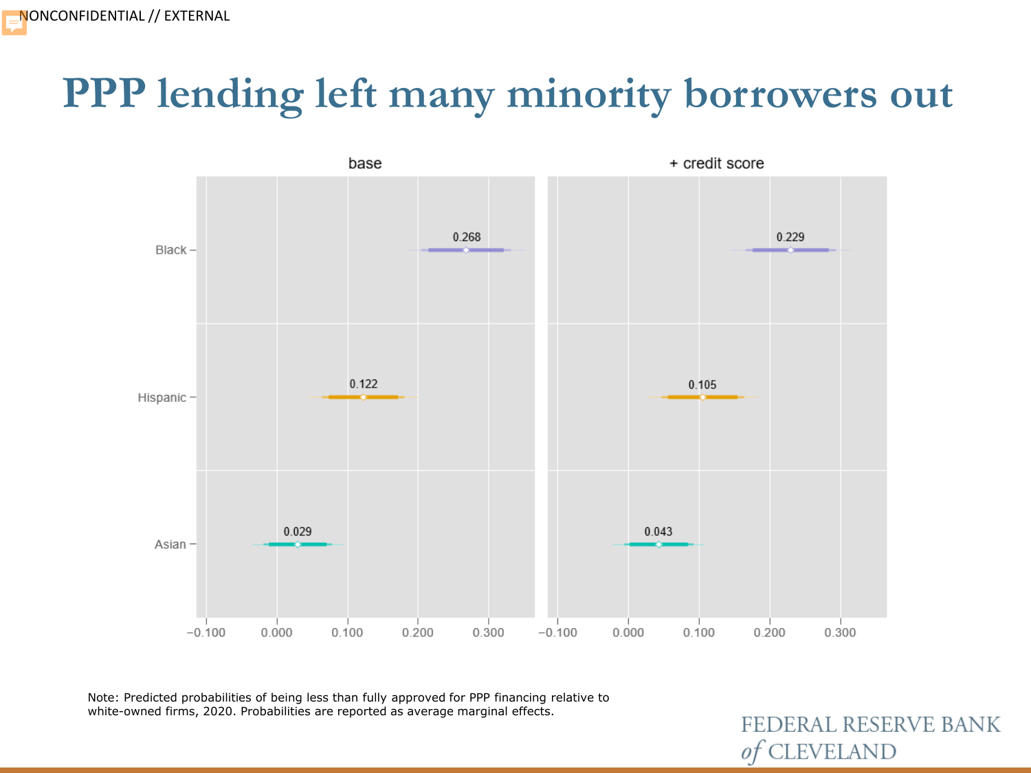NONCONFIDENTIAL // EXTERNAL

# PPP lending left many minority borrowers out

| | base | + credit score |
|---|---|---|
| Black | 0.268 | 0.229 |
| Hispanic | 0.122 | 0.105 |
| Asian | 0.029 | 0.043 |

Note: Predicted probabilities of being less than fully approved for PPP financing relative to white-owned firms, 2020. Probabilities are reported as average marginal effects.

FEDERAL RESERVE BANK *of* CLEVELAND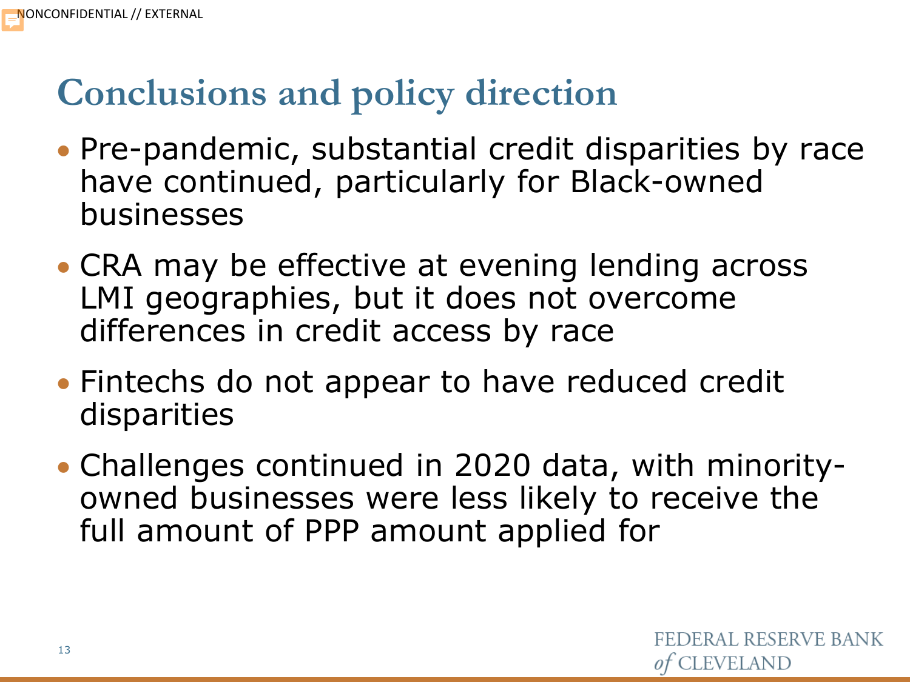# Conclusions and policy direction

- Pre-pandemic, substantial credit disparities by race have continued, particularly for Black-owned businesses
- CRA may be effective at evening lending across LMI geographies, but it does not overcome differences in credit access by race
- Fintechs do not appear to have reduced credit disparities
- Challenges continued in 2020 data, with minority-owned businesses were less likely to receive the full amount of PPP amount applied for